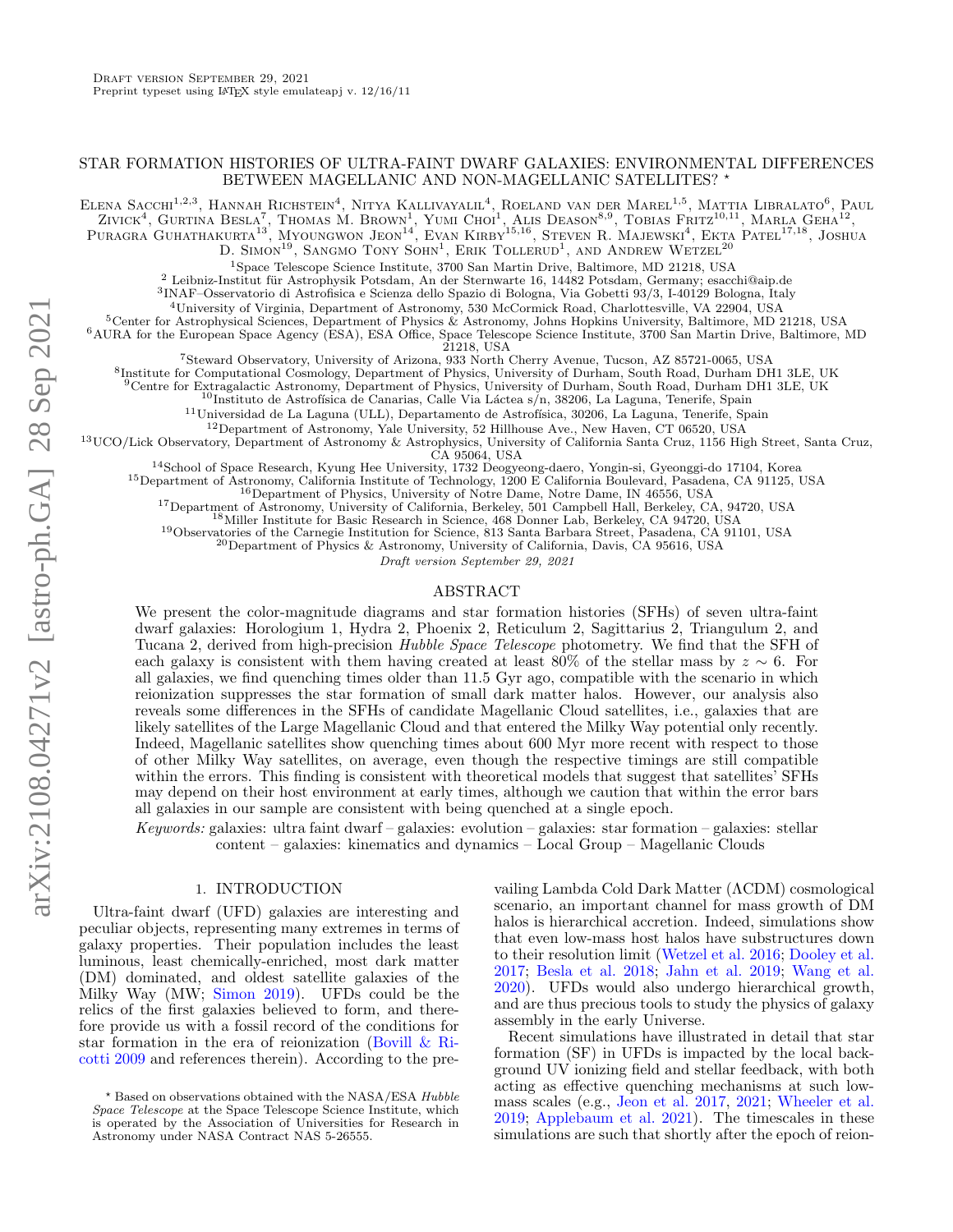Draft version September 29, 2021
Preprint typeset using LaTeX style emulateapj v. 12/16/11

# STAR FORMATION HISTORIES OF ULTRA-FAINT DWARF GALAXIES: ENVIRONMENTAL DIFFERENCES BETWEEN MAGELLANIC AND NON-MAGELLANIC SATELLITES? *

Elena Sacchi[1,2,3], Hannah Richstein[4], Nitya Kallivayalil[4], Roeland van der Marel[1,5], Mattia Libralato[6], Paul Zivick[4], Gurtina Besla[7], Thomas M. Brown[1], Yumi Choi[1], Alis Deason[8,9], Tobias Fritz[10,11], Marla Geha[12], Puragra Guhathakurta[13], Myoungwon Jeon[14], Evan Kirby[15,16], Steven R. Majewski[4], Ekta Patel[17,18], Joshua D. Simon[19], Sangmo Tony Sohn[1], Erik Tollerud[1], and Andrew Wetzel[20]

[1]Space Telescope Science Institute, 3700 San Martin Drive, Baltimore, MD 21218, USA
[2] Leibniz-Institut für Astrophysik Potsdam, An der Sternwarte 16, 14482 Potsdam, Germany; esacchi@aip.de
[3]INAF–Osservatorio di Astrofisica e Scienza dello Spazio di Bologna, Via Gobetti 93/3, I-40129 Bologna, Italy
[4]University of Virginia, Department of Astronomy, 530 McCormick Road, Charlottesville, VA 22904, USA
[5]Center for Astrophysical Sciences, Department of Physics & Astronomy, Johns Hopkins University, Baltimore, MD 21218, USA
[6]AURA for the European Space Agency (ESA), ESA Office, Space Telescope Science Institute, 3700 San Martin Drive, Baltimore, MD 21218, USA
[7]Steward Observatory, University of Arizona, 933 North Cherry Avenue, Tucson, AZ 85721-0065, USA
[8]Institute for Computational Cosmology, Department of Physics, University of Durham, South Road, Durham DH1 3LE, UK
[9]Centre for Extragalactic Astronomy, Department of Physics, University of Durham, South Road, Durham DH1 3LE, UK
[10]Instituto de Astrofísica de Canarias, Calle Via Láctea s/n, 38206, La Laguna, Tenerife, Spain
[11]Universidad de La Laguna (ULL), Departamento de Astrofísica, 30206, La Laguna, Tenerife, Spain
[12]Department of Astronomy, Yale University, 52 Hillhouse Ave., New Haven, CT 06520, USA
[13]UCO/Lick Observatory, Department of Astronomy & Astrophysics, University of California Santa Cruz, 1156 High Street, Santa Cruz, CA 95064, USA
[14]School of Space Research, Kyung Hee University, 1732 Deogyeong-daero, Yongin-si, Gyeonggi-do 17104, Korea
[15]Department of Astronomy, California Institute of Technology, 1200 E California Boulevard, Pasadena, CA 91125, USA
[16]Department of Physics, University of Notre Dame, Notre Dame, IN 46556, USA
[17]Department of Astronomy, University of California, Berkeley, 501 Campbell Hall, Berkeley, CA, 94720, USA
[18]Miller Institute for Basic Research in Science, 468 Donner Lab, Berkeley, CA 94720, USA
[19]Observatories of the Carnegie Institution for Science, 813 Santa Barbara Street, Pasadena, CA 91101, USA
[20]Department of Physics & Astronomy, University of California, Davis, CA 95616, USA

*Draft version September 29, 2021*

## ABSTRACT

We present the color-magnitude diagrams and star formation histories (SFHs) of seven ultra-faint dwarf galaxies: Horologium 1, Hydra 2, Phoenix 2, Reticulum 2, Sagittarius 2, Triangulum 2, and Tucana 2, derived from high-precision *Hubble Space Telescope* photometry. We find that the SFH of each galaxy is consistent with them having created at least 80% of the stellar mass by $z \sim 6$. For all galaxies, we find quenching times older than 11.5 Gyr ago, compatible with the scenario in which reionization suppresses the star formation of small dark matter halos. However, our analysis also reveals some differences in the SFHs of candidate Magellanic Cloud satellites, i.e., galaxies that are likely satellites of the Large Magellanic Cloud and that entered the Milky Way potential only recently. Indeed, Magellanic satellites show quenching times about 600 Myr more recent with respect to those of other Milky Way satellites, on average, even though the respective timings are still compatible within the errors. This finding is consistent with theoretical models that suggest that satellites' SFHs may depend on their host environment at early times, although we caution that within the error bars all galaxies in our sample are consistent with being quenched at a single epoch.

*Keywords:* galaxies: ultra faint dwarf – galaxies: evolution – galaxies: star formation – galaxies: stellar content – galaxies: kinematics and dynamics – Local Group – Magellanic Clouds

## 1. INTRODUCTION

Ultra-faint dwarf (UFD) galaxies are interesting and peculiar objects, representing many extremes in terms of galaxy properties. Their population includes the least luminous, least chemically-enriched, most dark matter (DM) dominated, and oldest satellite galaxies of the Milky Way (MW; Simon 2019). UFDs could be the relics of the first galaxies believed to form, and therefore provide us with a fossil record of the conditions for star formation in the era of reionization (Bovill & Ricotti 2009 and references therein). According to the prevailing Lambda Cold Dark Matter (ΛCDM) cosmological scenario, an important channel for mass growth of DM halos is hierarchical accretion. Indeed, simulations show that even low-mass host halos have substructures down to their resolution limit (Wetzel et al. 2016; Dooley et al. 2017; Besla et al. 2018; Jahn et al. 2019; Wang et al. 2020). UFDs would also undergo hierarchical growth, and are thus precious tools to study the physics of galaxy assembly in the early Universe.

Recent simulations have illustrated in detail that star formation (SF) in UFDs is impacted by the local background UV ionizing field and stellar feedback, with both acting as effective quenching mechanisms at such low-mass scales (e.g., Jeon et al. 2017, 2021; Wheeler et al. 2019; Applebaum et al. 2021). The timescales in these simulations are such that shortly after the epoch of reion-

* Based on observations obtained with the NASA/ESA *Hubble Space Telescope* at the Space Telescope Science Institute, which is operated by the Association of Universities for Research in Astronomy under NASA Contract NAS 5-26555.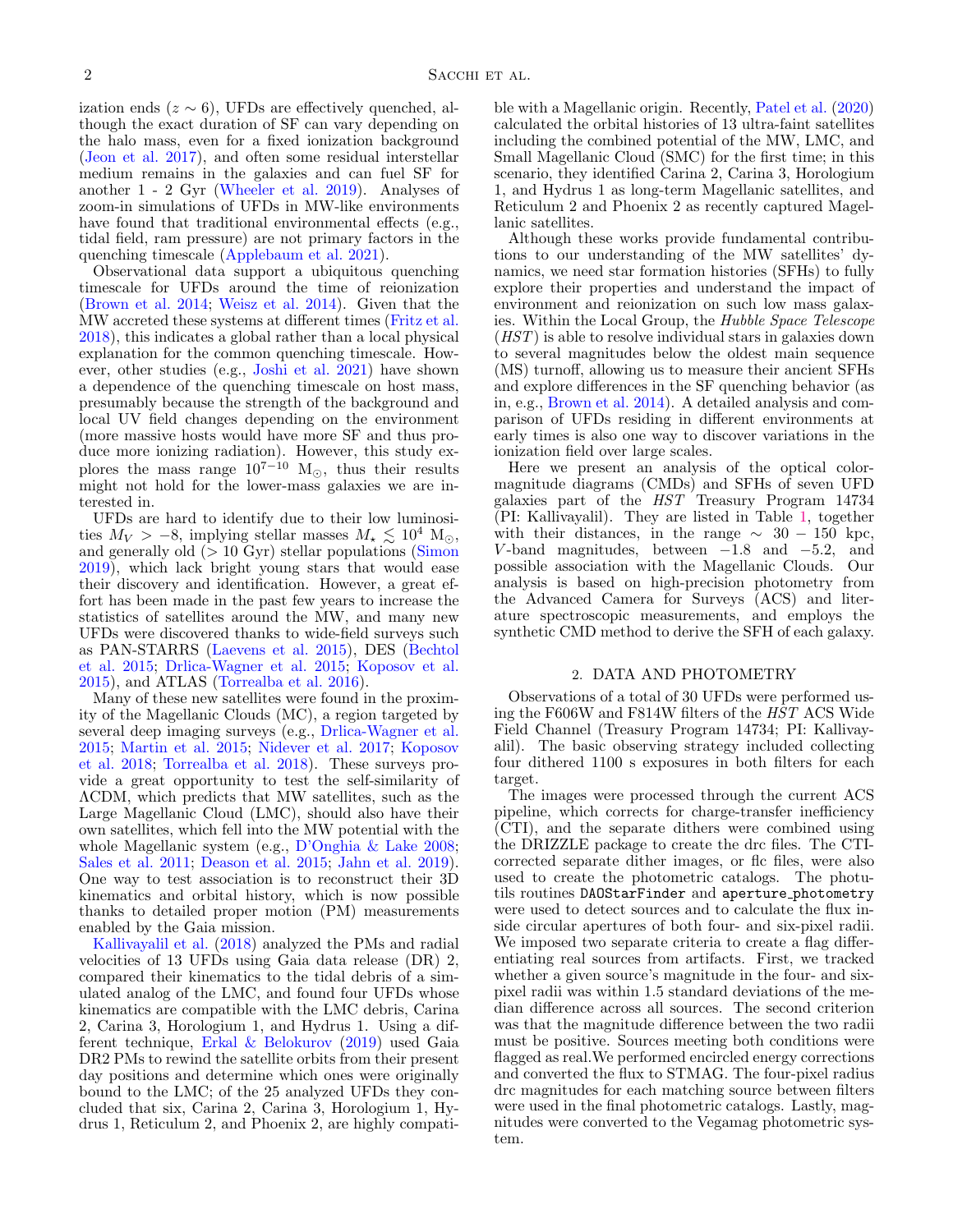ization ends ($z \sim 6$), UFDs are effectively quenched, although the exact duration of SF can vary depending on the halo mass, even for a fixed ionization background (Jeon et al. 2017), and often some residual interstellar medium remains in the galaxies and can fuel SF for another 1 - 2 Gyr (Wheeler et al. 2019). Analyses of zoom-in simulations of UFDs in MW-like environments have found that traditional environmental effects (e.g., tidal field, ram pressure) are not primary factors in the quenching timescale (Applebaum et al. 2021).

Observational data support a ubiquitous quenching timescale for UFDs around the time of reionization (Brown et al. 2014; Weisz et al. 2014). Given that the MW accreted these systems at different times (Fritz et al. 2018), this indicates a global rather than a local physical explanation for the common quenching timescale. However, other studies (e.g., Joshi et al. 2021) have shown a dependence of the quenching timescale on host mass, presumably because the strength of the background and local UV field changes depending on the environment (more massive hosts would have more SF and thus produce more ionizing radiation). However, this study explores the mass range $10^{7-10}$ M$_\odot$, thus their results might not hold for the lower-mass galaxies we are interested in.

UFDs are hard to identify due to their low luminosities $M_V > -8$, implying stellar masses $M_\star \lesssim 10^4$ M$_\odot$, and generally old (> 10 Gyr) stellar populations (Simon 2019), which lack bright young stars that would ease their discovery and identification. However, a great effort has been made in the past few years to increase the statistics of satellites around the MW, and many new UFDs were discovered thanks to wide-field surveys such as PAN-STARRS (Laevens et al. 2015), DES (Bechtol et al. 2015; Drlica-Wagner et al. 2015; Koposov et al. 2015), and ATLAS (Torrealba et al. 2016).

Many of these new satellites were found in the proximity of the Magellanic Clouds (MC), a region targeted by several deep imaging surveys (e.g., Drlica-Wagner et al. 2015; Martin et al. 2015; Nidever et al. 2017; Koposov et al. 2018; Torrealba et al. 2018). These surveys provide a great opportunity to test the self-similarity of ΛCDM, which predicts that MW satellites, such as the Large Magellanic Cloud (LMC), should also have their own satellites, which fell into the MW potential with the whole Magellanic system (e.g., D'Onghia & Lake 2008; Sales et al. 2011; Deason et al. 2015; Jahn et al. 2019). One way to test association is to reconstruct their 3D kinematics and orbital history, which is now possible thanks to detailed proper motion (PM) measurements enabled by the Gaia mission.

Kallivayalil et al. (2018) analyzed the PMs and radial velocities of 13 UFDs using Gaia data release (DR) 2, compared their kinematics to the tidal debris of a simulated analog of the LMC, and found four UFDs whose kinematics are compatible with the LMC debris, Carina 2, Carina 3, Horologium 1, and Hydrus 1. Using a different technique, Erkal & Belokurov (2019) used Gaia DR2 PMs to rewind the satellite orbits from their present day positions and determine which ones were originally bound to the LMC; of the 25 analyzed UFDs they concluded that six, Carina 2, Carina 3, Horologium 1, Hydrus 1, Reticulum 2, and Phoenix 2, are highly compatible with a Magellanic origin. Recently, Patel et al. (2020) calculated the orbital histories of 13 ultra-faint satellites including the combined potential of the MW, LMC, and Small Magellanic Cloud (SMC) for the first time; in this scenario, they identified Carina 2, Carina 3, Horologium 1, and Hydrus 1 as long-term Magellanic satellites, and Reticulum 2 and Phoenix 2 as recently captured Magellanic satellites.

Although these works provide fundamental contributions to our understanding of the MW satellites' dynamics, we need star formation histories (SFHs) to fully explore their properties and understand the impact of environment and reionization on such low mass galaxies. Within the Local Group, the *Hubble Space Telescope* (*HST*) is able to resolve individual stars in galaxies down to several magnitudes below the oldest main sequence (MS) turnoff, allowing us to measure their ancient SFHs and explore differences in the SF quenching behavior (as in, e.g., Brown et al. 2014). A detailed analysis and comparison of UFDs residing in different environments at early times is also one way to discover variations in the ionization field over large scales.

Here we present an analysis of the optical color-magnitude diagrams (CMDs) and SFHs of seven UFD galaxies part of the *HST* Treasury Program 14734 (PI: Kallivayalil). They are listed in Table 1, together with their distances, in the range $\sim 30 - 150$ kpc, $V$-band magnitudes, between $-1.8$ and $-5.2$, and possible association with the Magellanic Clouds. Our analysis is based on high-precision photometry from the Advanced Camera for Surveys (ACS) and literature spectroscopic measurements, and employs the synthetic CMD method to derive the SFH of each galaxy.

## 2. DATA AND PHOTOMETRY

Observations of a total of 30 UFDs were performed using the F606W and F814W filters of the *HST* ACS Wide Field Channel (Treasury Program 14734; PI: Kallivayalil). The basic observing strategy included collecting four dithered 1100 s exposures in both filters for each target.

The images were processed through the current ACS pipeline, which corrects for charge-transfer inefficiency (CTI), and the separate dithers were combined using the DRIZZLE package to create the drc files. The CTI-corrected separate dither images, or flc files, were also used to create the photometric catalogs. The photutils routines `DAOStarFinder` and `aperture_photometry` were used to detect sources and to calculate the flux inside circular apertures of both four- and six-pixel radii. We imposed two separate criteria to create a flag differentiating real sources from artifacts. First, we tracked whether a given source's magnitude in the four- and six-pixel radii was within 1.5 standard deviations of the median difference across all sources. The second criterion was that the magnitude difference between the two radii must be positive. Sources meeting both conditions were flagged as real. We performed encircled energy corrections and converted the flux to STMAG. The four-pixel radius drc magnitudes for each matching source between filters were used in the final photometric catalogs. Lastly, magnitudes were converted to the Vegamag photometric system.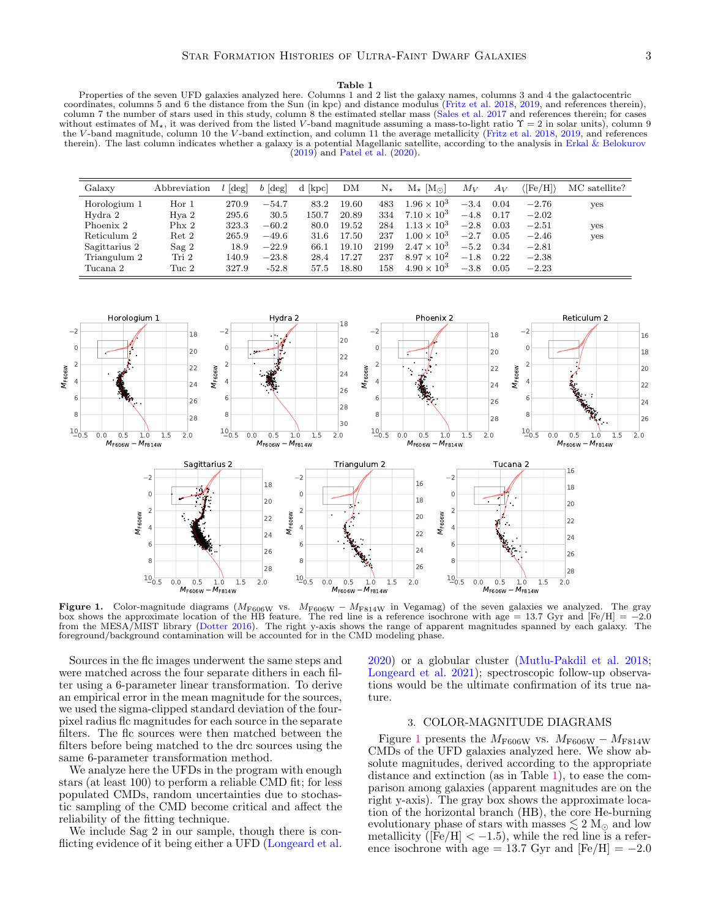**Table 1**

Properties of the seven UFD galaxies analyzed here. Columns 1 and 2 list the galaxy names, columns 3 and 4 the galactocentric coordinates, columns 5 and 6 the distance from the Sun (in kpc) and distance modulus (Fritz et al. 2018, 2019, and references therein), column 7 the number of stars used in this study, column 8 the estimated stellar mass (Sales et al. 2017 and references therein; for cases without estimates of $M_\star$, it was derived from the listed $V$-band magnitude assuming a mass-to-light ratio $\Upsilon = 2$ in solar units), column 9 the $V$-band magnitude, column 10 the $V$-band extinction, and column 11 the average metallicity (Fritz et al. 2018, 2019, and references therein). The last column indicates whether a galaxy is a potential Magellanic satellite, according to the analysis in Erkal & Belokurov (2019) and Patel et al. (2020).

| Galaxy | Abbreviation | $l$ [deg] | $b$ [deg] | d [kpc] | DM | $N_\star$ | $M_\star$ [$M_\odot$] | $M_V$ | $A_V$ | $\langle$[Fe/H]$\rangle$ | MC satellite? |
|---|---|---|---|---|---|---|---|---|---|---|---|
| Horologium 1 | Hor 1 | 270.9 | $-54.7$ | 83.2 | 19.60 | 483 | $1.96 \times 10^3$ | $-3.4$ | 0.04 | $-2.76$ | yes |
| Hydra 2 | Hya 2 | 295.6 | 30.5 | 150.7 | 20.89 | 334 | $7.10 \times 10^3$ | $-4.8$ | 0.17 | $-2.02$ | |
| Phoenix 2 | Phx 2 | 323.3 | $-60.2$ | 80.0 | 19.52 | 284 | $1.13 \times 10^3$ | $-2.8$ | 0.03 | $-2.51$ | yes |
| Reticulum 2 | Ret 2 | 265.9 | $-49.6$ | 31.6 | 17.50 | 237 | $1.00 \times 10^3$ | $-2.7$ | 0.05 | $-2.46$ | yes |
| Sagittarius 2 | Sag 2 | 18.9 | $-22.9$ | 66.1 | 19.10 | 2199 | $2.47 \times 10^3$ | $-5.2$ | 0.34 | $-2.81$ | |
| Triangulum 2 | Tri 2 | 140.9 | $-23.8$ | 28.4 | 17.27 | 237 | $8.97 \times 10^2$ | $-1.8$ | 0.22 | $-2.38$ | |
| Tucana 2 | Tuc 2 | 327.9 | -52.8 | 57.5 | 18.80 | 158 | $4.90 \times 10^3$ | $-3.8$ | 0.05 | $-2.23$ | |

**Figure 1.** Color-magnitude diagrams ($M_{\rm F606W}$ vs. $M_{\rm F606W} - M_{\rm F814W}$ in Vegamag) of the seven galaxies we analyzed. The gray box shows the approximate location of the HB feature. The red line is a reference isochrone with age = 13.7 Gyr and [Fe/H] = $-2.0$ from the MESA/MIST library (Dotter 2016). The right y-axis shows the range of apparent magnitudes spanned by each galaxy. The foreground/background contamination will be accounted for in the CMD modeling phase.

Sources in the flc images underwent the same steps and were matched across the four separate dithers in each filter using a 6-parameter linear transformation. To derive an empirical error in the mean magnitude for the sources, we used the sigma-clipped standard deviation of the four-pixel radius flc magnitudes for each source in the separate filters. The flc sources were then matched between the filters before being matched to the drc sources using the same 6-parameter transformation method.

We analyze here the UFDs in the program with enough stars (at least 100) to perform a reliable CMD fit; for less populated CMDs, random uncertainties due to stochastic sampling of the CMD become critical and affect the reliability of the fitting technique.

We include Sag 2 in our sample, though there is conflicting evidence of it being either a UFD (Longeard et al. 2020) or a globular cluster (Mutlu-Pakdil et al. 2018; Longeard et al. 2021); spectroscopic follow-up observations would be the ultimate confirmation of its true nature.

## 3. COLOR-MAGNITUDE DIAGRAMS

Figure 1 presents the $M_{\rm F606W}$ vs. $M_{\rm F606W} - M_{\rm F814W}$ CMDs of the UFD galaxies analyzed here. We show absolute magnitudes, derived according to the appropriate distance and extinction (as in Table 1), to ease the comparison among galaxies (apparent magnitudes are on the right y-axis). The gray box shows the approximate location of the horizontal branch (HB), the core He-burning evolutionary phase of stars with masses $\lesssim 2$ $M_\odot$ and low metallicity ([Fe/H] $< -1.5$), while the red line is a reference isochrone with age = 13.7 Gyr and [Fe/H] = $-2.0$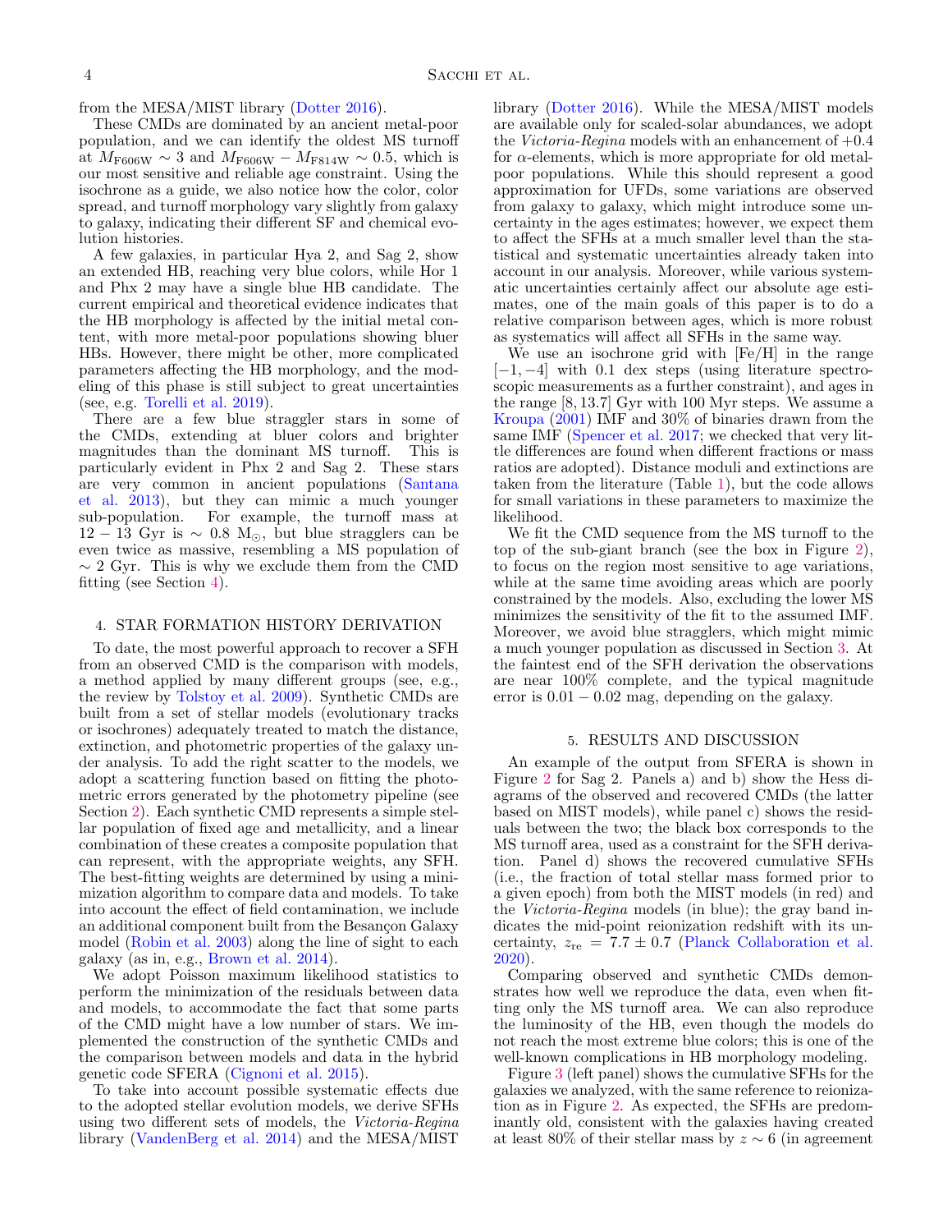from the MESA/MIST library (Dotter 2016).

These CMDs are dominated by an ancient metal-poor population, and we can identify the oldest MS turnoff at $M_{\rm F606W} \sim 3$ and $M_{\rm F606W} - M_{\rm F814W} \sim 0.5$, which is our most sensitive and reliable age constraint. Using the isochrone as a guide, we also notice how the color, color spread, and turnoff morphology vary slightly from galaxy to galaxy, indicating their different SF and chemical evolution histories.

A few galaxies, in particular Hya 2, and Sag 2, show an extended HB, reaching very blue colors, while Hor 1 and Phx 2 may have a single blue HB candidate. The current empirical and theoretical evidence indicates that the HB morphology is affected by the initial metal content, with more metal-poor populations showing bluer HBs. However, there might be other, more complicated parameters affecting the HB morphology, and the modeling of this phase is still subject to great uncertainties (see, e.g. Torelli et al. 2019).

There are a few blue straggler stars in some of the CMDs, extending at bluer colors and brighter magnitudes than the dominant MS turnoff. This is particularly evident in Phx 2 and Sag 2. These stars are very common in ancient populations (Santana et al. 2013), but they can mimic a much younger sub-population. For example, the turnoff mass at $12-13$ Gyr is $\sim 0.8$ $M_\odot$, but blue stragglers can be even twice as massive, resembling a MS population of $\sim 2$ Gyr. This is why we exclude them from the CMD fitting (see Section 4).

## 4. STAR FORMATION HISTORY DERIVATION

To date, the most powerful approach to recover a SFH from an observed CMD is the comparison with models, a method applied by many different groups (see, e.g., the review by Tolstoy et al. 2009). Synthetic CMDs are built from a set of stellar models (evolutionary tracks or isochrones) adequately treated to match the distance, extinction, and photometric properties of the galaxy under analysis. To add the right scatter to the models, we adopt a scattering function based on fitting the photometric errors generated by the photometry pipeline (see Section 2). Each synthetic CMD represents a simple stellar population of fixed age and metallicity, and a linear combination of these creates a composite population that can represent, with the appropriate weights, any SFH. The best-fitting weights are determined by using a minimization algorithm to compare data and models. To take into account the effect of field contamination, we include an additional component built from the Besançon Galaxy model (Robin et al. 2003) along the line of sight to each galaxy (as in, e.g., Brown et al. 2014).

We adopt Poisson maximum likelihood statistics to perform the minimization of the residuals between data and models, to accommodate the fact that some parts of the CMD might have a low number of stars. We implemented the construction of the synthetic CMDs and the comparison between models and data in the hybrid genetic code SFERA (Cignoni et al. 2015).

To take into account possible systematic effects due to the adopted stellar evolution models, we derive SFHs using two different sets of models, the *Victoria-Regina* library (VandenBerg et al. 2014) and the MESA/MIST library (Dotter 2016). While the MESA/MIST models are available only for scaled-solar abundances, we adopt the *Victoria-Regina* models with an enhancement of $+0.4$ for $\alpha$-elements, which is more appropriate for old metal-poor populations. While this should represent a good approximation for UFDs, some variations are observed from galaxy to galaxy, which might introduce some uncertainty in the ages estimates; however, we expect them to affect the SFHs at a much smaller level than the statistical and systematic uncertainties already taken into account in our analysis. Moreover, while various systematic uncertainties certainly affect our absolute age estimates, one of the main goals of this paper is to do a relative comparison between ages, which is more robust as systematics will affect all SFHs in the same way.

We use an isochrone grid with [Fe/H] in the range $[-1, -4]$ with 0.1 dex steps (using literature spectroscopic measurements as a further constraint), and ages in the range $[8, 13.7]$ Gyr with 100 Myr steps. We assume a Kroupa (2001) IMF and 30% of binaries drawn from the same IMF (Spencer et al. 2017; we checked that very little differences are found when different fractions or mass ratios are adopted). Distance moduli and extinctions are taken from the literature (Table 1), but the code allows for small variations in these parameters to maximize the likelihood.

We fit the CMD sequence from the MS turnoff to the top of the sub-giant branch (see the box in Figure 2), to focus on the region most sensitive to age variations, while at the same time avoiding areas which are poorly constrained by the models. Also, excluding the lower MS minimizes the sensitivity of the fit to the assumed IMF. Moreover, we avoid blue stragglers, which might mimic a much younger population as discussed in Section 3. At the faintest end of the SFH derivation the observations are near 100% complete, and the typical magnitude error is $0.01-0.02$ mag, depending on the galaxy.

## 5. RESULTS AND DISCUSSION

An example of the output from SFERA is shown in Figure 2 for Sag 2. Panels a) and b) show the Hess diagrams of the observed and recovered CMDs (the latter based on MIST models), while panel c) shows the residuals between the two; the black box corresponds to the MS turnoff area, used as a constraint for the SFH derivation. Panel d) shows the recovered cumulative SFHs (i.e., the fraction of total stellar mass formed prior to a given epoch) from both the MIST models (in red) and the *Victoria-Regina* models (in blue); the gray band indicates the mid-point reionization redshift with its uncertainty, $z_{\rm re} = 7.7 \pm 0.7$ (Planck Collaboration et al. 2020).

Comparing observed and synthetic CMDs demonstrates how well we reproduce the data, even when fitting only the MS turnoff area. We can also reproduce the luminosity of the HB, even though the models do not reach the most extreme blue colors; this is one of the well-known complications in HB morphology modeling.

Figure 3 (left panel) shows the cumulative SFHs for the galaxies we analyzed, with the same reference to reionization as in Figure 2. As expected, the SFHs are predominantly old, consistent with the galaxies having created at least 80% of their stellar mass by $z \sim 6$ (in agreement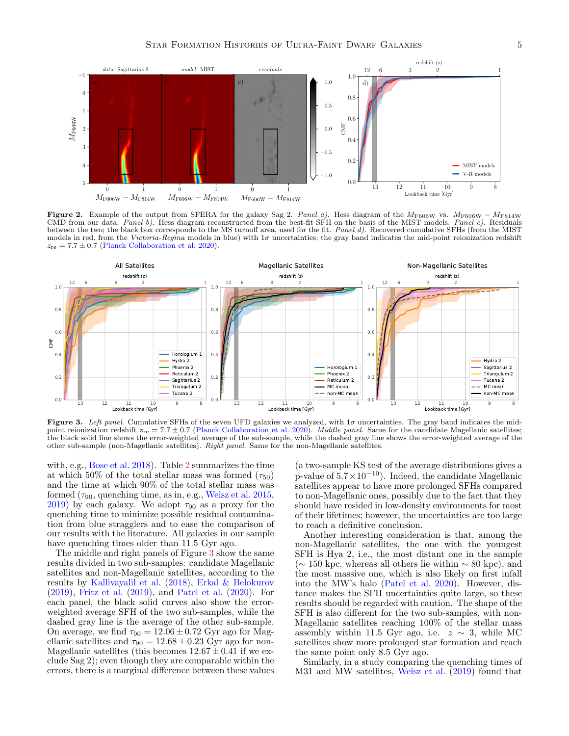**Figure 2.** Example of the output from SFERA for the galaxy Sag 2. *Panel a).* Hess diagram of the $M_{F606W}$ vs. $M_{F606W} - M_{F814W}$ CMD from our data. *Panel b).* Hess diagram reconstructed from the best-fit SFH on the basis of the MIST models. *Panel c).* Residuals between the two; the black box corresponds to the MS turnoff area, used for the fit. *Panel d).* Recovered cumulative SFHs (from the MIST models in red, from the *Victoria-Regina* models in blue) with $1\sigma$ uncertainties; the gray band indicates the mid-point reionization redshift $z_{re} = 7.7 \pm 0.7$ (Planck Collaboration et al. 2020).

**Figure 3.** *Left panel.* Cumulative SFHs of the seven UFD galaxies we analyzed, with $1\sigma$ uncertainties. The gray band indicates the mid-point reionization redshift $z_{re} = 7.7 \pm 0.7$ (Planck Collaboration et al. 2020). *Middle panel.* Same for the candidate Magellanic satellites; the black solid line shows the error-weighted average of the sub-sample, while the dashed gray line shows the error-weighted average of the other sub-sample (non-Magellanic satellites). *Right panel.* Same for the non-Magellanic satellites.

with, e.g., Bose et al. 2018). Table 2 summarizes the time at which 50% of the total stellar mass was formed ($\tau_{50}$) and the time at which 90% of the total stellar mass was formed ($\tau_{90}$, quenching time, as in, e.g., Weisz et al. 2015, 2019) by each galaxy. We adopt $\tau_{90}$ as a proxy for the quenching time to minimize possible residual contamination from blue stragglers and to ease the comparison of our results with the literature. All galaxies in our sample have quenching times older than 11.5 Gyr ago.

The middle and right panels of Figure 3 show the same results divided in two sub-samples: candidate Magellanic satellites and non-Magellanic satellites, according to the results by Kallivayalil et al. (2018), Erkal & Belokurov (2019), Fritz et al. (2019), and Patel et al. (2020). For each panel, the black solid curves also show the error-weighted average SFH of the two sub-samples, while the dashed gray line is the average of the other sub-sample. On average, we find $\tau_{90} = 12.06 \pm 0.72$ Gyr ago for Magellanic satellites and $\tau_{90} = 12.68 \pm 0.23$ Gyr ago for non-Magellanic satellites (this becomes $12.67 \pm 0.41$ if we exclude Sag 2); even though they are comparable within the errors, there is a marginal difference between these values (a two-sample KS test of the average distributions gives a p-value of $5.7 \times 10^{-10}$). Indeed, the candidate Magellanic satellites appear to have more prolonged SFHs compared to non-Magellanic ones, possibly due to the fact that they should have resided in low-density environments for most of their lifetimes; however, the uncertainties are too large to reach a definitive conclusion.

Another interesting consideration is that, among the non-Magellanic satellites, the one with the youngest SFH is Hya 2, i.e., the most distant one in the sample ($\sim 150$ kpc, whereas all others lie within $\sim 80$ kpc), and the most massive one, which is also likely on first infall into the MW's halo (Patel et al. 2020). However, distance makes the SFH uncertainties quite large, so these results should be regarded with caution. The shape of the SFH is also different for the two sub-samples, with non-Magellanic satellites reaching 100% of the stellar mass assembly within 11.5 Gyr ago, i.e. $z \sim 3$, while MC satellites show more prolonged star formation and reach the same point only 8.5 Gyr ago.

Similarly, in a study comparing the quenching times of M31 and MW satellites, Weisz et al. (2019) found that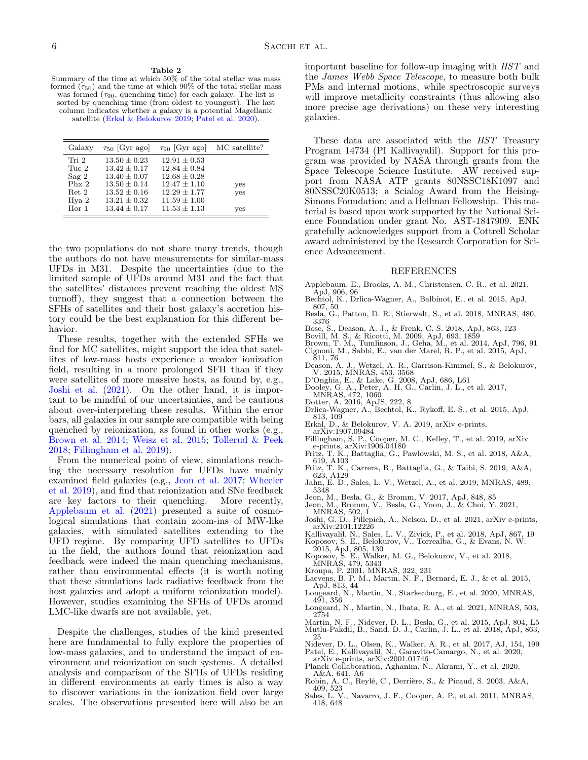**Table 2**
Summary of the time at which 50% of the total stellar was mass formed ($\tau_{50}$) and the time at which 90% of the total stellar mass was formed ($\tau_{90}$, quenching time) for each galaxy. The list is sorted by quenching time (from oldest to youngest). The last column indicates whether a galaxy is a potential Magellanic satellite (Erkal & Belokurov 2019; Patel et al. 2020).

| Galaxy | $\tau_{50}$ [Gyr ago] | $\tau_{90}$ [Gyr ago] | MC satellite? |
|---|---|---|---|
| Tri 2 | $13.50 \pm 0.23$ | $12.91 \pm 0.53$ | |
| Tuc 2 | $13.42 \pm 0.17$ | $12.84 \pm 0.84$ | |
| Sag 2 | $13.40 \pm 0.07$ | $12.68 \pm 0.28$ | |
| Phx 2 | $13.50 \pm 0.14$ | $12.47 \pm 1.10$ | yes |
| Ret 2 | $13.52 \pm 0.16$ | $12.29 \pm 1.77$ | yes |
| Hya 2 | $13.21 \pm 0.32$ | $11.59 \pm 1.00$ | |
| Hor 1 | $13.44 \pm 0.17$ | $11.53 \pm 1.13$ | yes |

the two populations do not share many trends, though the authors do not have measurements for similar-mass UFDs in M31. Despite the uncertainties (due to the limited sample of UFDs around M31 and the fact that the satellites' distances prevent reaching the oldest MS turnoff), they suggest that a connection between the SFHs of satellites and their host galaxy's accretion history could be the best explanation for this different behavior.

These results, together with the extended SFHs we find for MC satellites, might support the idea that satellites of low-mass hosts experience a weaker ionization field, resulting in a more prolonged SFH than if they were satellites of more massive hosts, as found by, e.g., Joshi et al. (2021). On the other hand, it is important to be mindful of our uncertainties, and be cautious about over-interpreting these results. Within the error bars, all galaxies in our sample are compatible with being quenched by reionization, as found in other works (e.g., Brown et al. 2014; Weisz et al. 2015; Tollerud & Peek 2018; Fillingham et al. 2019).

From the numerical point of view, simulations reaching the necessary resolution for UFDs have mainly examined field galaxies (e.g., Jeon et al. 2017; Wheeler et al. 2019), and find that reionization and SNe feedback are key factors to their quenching. More recently, Applebaum et al. (2021) presented a suite of cosmological simulations that contain zoom-ins of MW-like galaxies, with simulated satellites extending to the UFD regime. By comparing UFD satellites to UFDs in the field, the authors found that reionization and feedback were indeed the main quenching mechanisms, rather than environmental effects (it is worth noting that these simulations lack radiative feedback from the host galaxies and adopt a uniform reionization model). However, studies examining the SFHs of UFDs around LMC-like dwarfs are not available, yet.

Despite the challenges, studies of the kind presented here are fundamental to fully explore the properties of low-mass galaxies, and to understand the impact of environment and reionization on such systems. A detailed analysis and comparison of the SFHs of UFDs residing in different environments at early times is also a way to discover variations in the ionization field over large scales. The observations presented here will also be an important baseline for follow-up imaging with *HST* and the *James Webb Space Telescope*, to measure both bulk PMs and internal motions, while spectroscopic surveys will improve metallicity constraints (thus allowing also more precise age derivations) on these very interesting galaxies.

These data are associated with the *HST* Treasury Program 14734 (PI Kallivayalil). Support for this program was provided by NASA through grants from the Space Telescope Science Institute. AW received support from NASA ATP grants 80NSSC18K1097 and 80NSSC20K0513; a Scialog Award from the Heising-Simons Foundation; and a Hellman Fellowship. This material is based upon work supported by the National Science Foundation under grant No. AST-1847909. ENK gratefully acknowledges support from a Cottrell Scholar award administered by the Research Corporation for Science Advancement.

## REFERENCES

Applebaum, E., Brooks, A. M., Christensen, C. R., et al. 2021, ApJ, 906, 96
Bechtol, K., Drlica-Wagner, A., Balbinot, E., et al. 2015, ApJ, 807, 50
Besla, G., Patton, D. R., Stierwalt, S., et al. 2018, MNRAS, 480, 3376
Bose, S., Deason, A. J., & Frenk, C. S. 2018, ApJ, 863, 123
Bovill, M. S., & Ricotti, M. 2009, ApJ, 693, 1859
Brown, T. M., Tumlinson, J., Geha, M., et al. 2014, ApJ, 796, 91
Cignoni, M., Sabbi, E., van der Marel, R. P., et al. 2015, ApJ, 811, 76
Deason, A. J., Wetzel, A. R., Garrison-Kimmel, S., & Belokurov, V. 2015, MNRAS, 453, 3568
D'Onghia, E., & Lake, G. 2008, ApJ, 686, L61
Dooley, G. A., Peter, A. H. G., Carlin, J. L., et al. 2017, MNRAS, 472, 1060
Dotter, A. 2016, ApJS, 222, 8
Drlica-Wagner, A., Bechtol, K., Rykoff, E. S., et al. 2015, ApJ, 813, 109
Erkal, D., & Belokurov, V. A. 2019, arXiv e-prints, arXiv:1907.09484
Fillingham, S. P., Cooper, M. C., Kelley, T., et al. 2019, arXiv e-prints, arXiv:1906.04180
Fritz, T. K., Battaglia, G., Pawlowski, M. S., et al. 2018, A&A, 619, A103
Fritz, T. K., Carrera, R., Battaglia, G., & Taibi, S. 2019, A&A, 623, A129
Jahn, E. D., Sales, L. V., Wetzel, A., et al. 2019, MNRAS, 489, 5348
Jeon, M., Besla, G., & Bromm, V. 2017, ApJ, 848, 85
Jeon, M., Bromm, V., Besla, G., Yoon, J., & Choi, Y. 2021, MNRAS, 502, 1
Joshi, G. D., Pillepich, A., Nelson, D., et al. 2021, arXiv e-prints, arXiv:2101.12226
Kallivayalil, N., Sales, L. V., Zivick, P., et al. 2018, ApJ, 867, 19
Koposov, S. E., Belokurov, V., Torrealba, G., & Evans, N. W. 2015, ApJ, 805, 130
Koposov, S. E., Walker, M. G., Belokurov, V., et al. 2018, MNRAS, 479, 5343
Kroupa, P. 2001, MNRAS, 322, 231
Laevens, B. P. M., Martin, N. F., Bernard, E. J., & et al. 2015, ApJ, 813, 44
Longeard, N., Martin, N., Starkenburg, E., et al. 2020, MNRAS, 491, 356
Longeard, N., Martin, N., Ibata, R. A., et al. 2021, MNRAS, 503, 2754
Martin, N. F., Nidever, D. L., Besla, G., et al. 2015, ApJ, 804, L5
Mutlu-Pakdil, B., Sand, D. J., Carlin, J. L., et al. 2018, ApJ, 863, 25
Nidever, D. L., Olsen, K., Walker, A. R., et al. 2017, AJ, 154, 199
Patel, E., Kallivayalil, N., Garavito-Camargo, N., et al. 2020, arXiv e-prints, arXiv:2001.01746
Planck Collaboration, Aghanim, N., Akrami, Y., et al. 2020, A&A, 641, A6
Robin, A. C., Reylé, C., Derrière, S., & Picaud, S. 2003, A&A, 409, 523
Sales, L. V., Navarro, J. F., Cooper, A. P., et al. 2011, MNRAS, 418, 648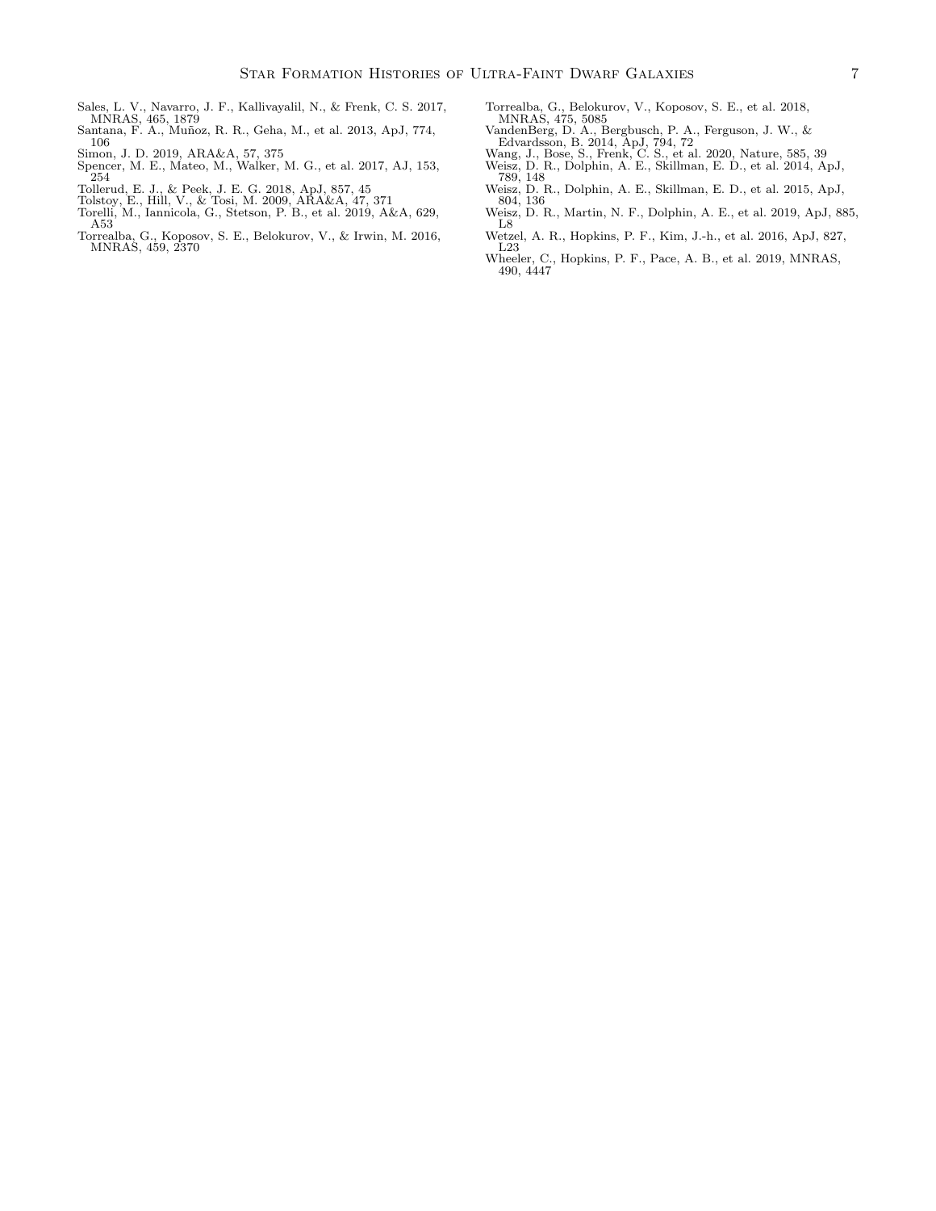Sales, L. V., Navarro, J. F., Kallivayalil, N., & Frenk, C. S. 2017, MNRAS, 465, 1879

Santana, F. A., Muñoz, R. R., Geha, M., et al. 2013, ApJ, 774, 106

Simon, J. D. 2019, ARA&A, 57, 375

Spencer, M. E., Mateo, M., Walker, M. G., et al. 2017, AJ, 153, 254

Tollerud, E. J., & Peek, J. E. G. 2018, ApJ, 857, 45

Tolstoy, E., Hill, V., & Tosi, M. 2009, ARA&A, 47, 371

Torelli, M., Iannicola, G., Stetson, P. B., et al. 2019, A&A, 629, A53

Torrealba, G., Koposov, S. E., Belokurov, V., & Irwin, M. 2016, MNRAS, 459, 2370

Torrealba, G., Belokurov, V., Koposov, S. E., et al. 2018, MNRAS, 475, 5085

VandenBerg, D. A., Bergbusch, P. A., Ferguson, J. W., & Edvardsson, B. 2014, ApJ, 794, 72

Wang, J., Bose, S., Frenk, C. S., et al. 2020, Nature, 585, 39

Weisz, D. R., Dolphin, A. E., Skillman, E. D., et al. 2014, ApJ, 789, 148

Weisz, D. R., Dolphin, A. E., Skillman, E. D., et al. 2015, ApJ, 804, 136

Weisz, D. R., Martin, N. F., Dolphin, A. E., et al. 2019, ApJ, 885, L8

Wetzel, A. R., Hopkins, P. F., Kim, J.-h., et al. 2016, ApJ, 827, L23

Wheeler, C., Hopkins, P. F., Pace, A. B., et al. 2019, MNRAS, 490, 4447